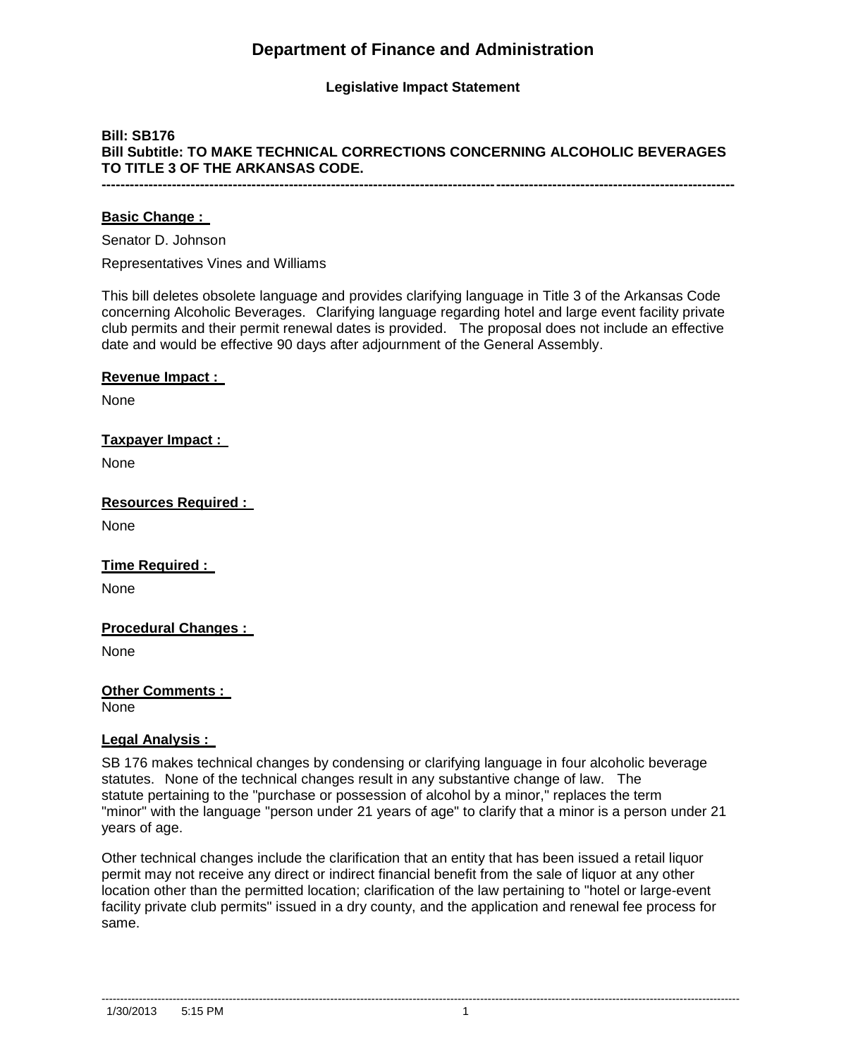# Department of Finance and Administration

**Legislative Impact Statement**

**Bill: SB176**
**Bill Subtitle: TO MAKE TECHNICAL CORRECTIONS CONCERNING ALCOHOLIC BEVERAGES TO TITLE 3 OF THE ARKANSAS CODE.**

---

**Basic Change :**

Senator D. Johnson

Representatives Vines and Williams

This bill deletes obsolete language and provides clarifying language in Title 3 of the Arkansas Code concerning Alcoholic Beverages. Clarifying language regarding hotel and large event facility private club permits and their permit renewal dates is provided. The proposal does not include an effective date and would be effective 90 days after adjournment of the General Assembly.

**Revenue Impact :**

None

**Taxpayer Impact :**

None

**Resources Required :**

None

**Time Required :**

None

**Procedural Changes :**

None

**Other Comments :**

None

**Legal Analysis :**

SB 176 makes technical changes by condensing or clarifying language in four alcoholic beverage statutes. None of the technical changes result in any substantive change of law. The statute pertaining to the "purchase or possession of alcohol by a minor," replaces the term "minor" with the language "person under 21 years of age" to clarify that a minor is a person under 21 years of age.

Other technical changes include the clarification that an entity that has been issued a retail liquor permit may not receive any direct or indirect financial benefit from the sale of liquor at any other location other than the permitted location; clarification of the law pertaining to "hotel or large-event facility private club permits" issued in a dry county, and the application and renewal fee process for same.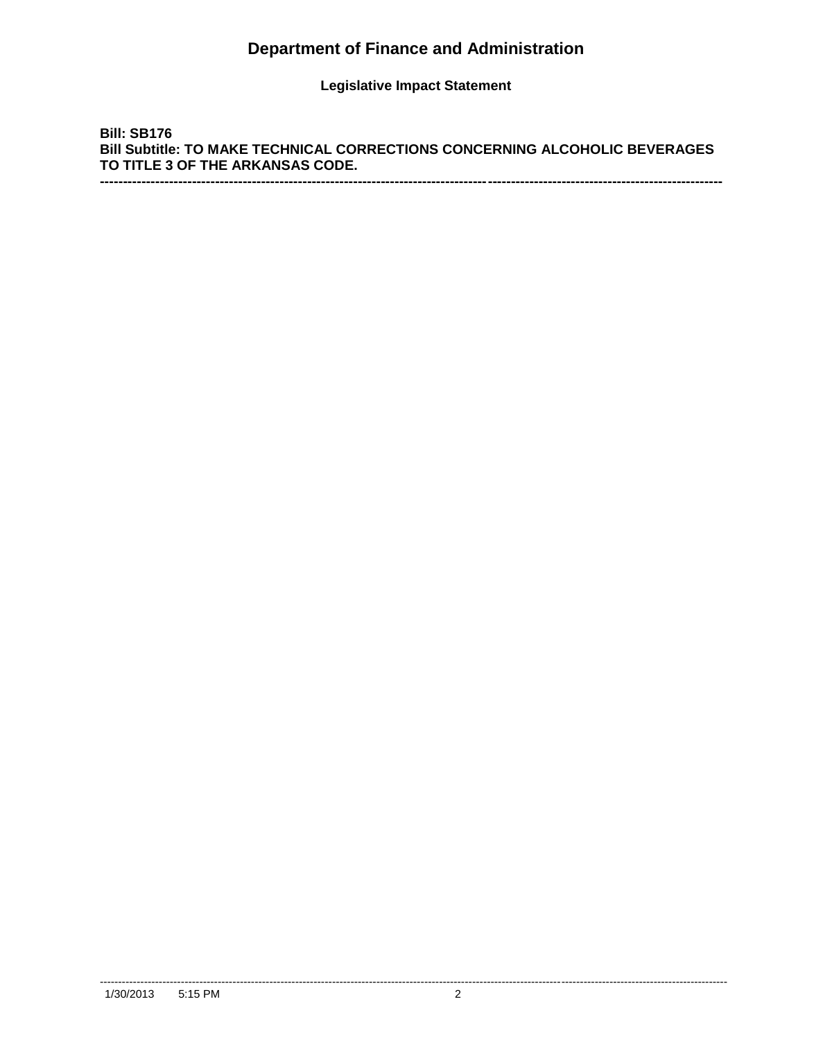# Department of Finance and Administration

**Legislative Impact Statement**

**Bill: SB176**
**Bill Subtitle: TO MAKE TECHNICAL CORRECTIONS CONCERNING ALCOHOLIC BEVERAGES TO TITLE 3 OF THE ARKANSAS CODE.**

---